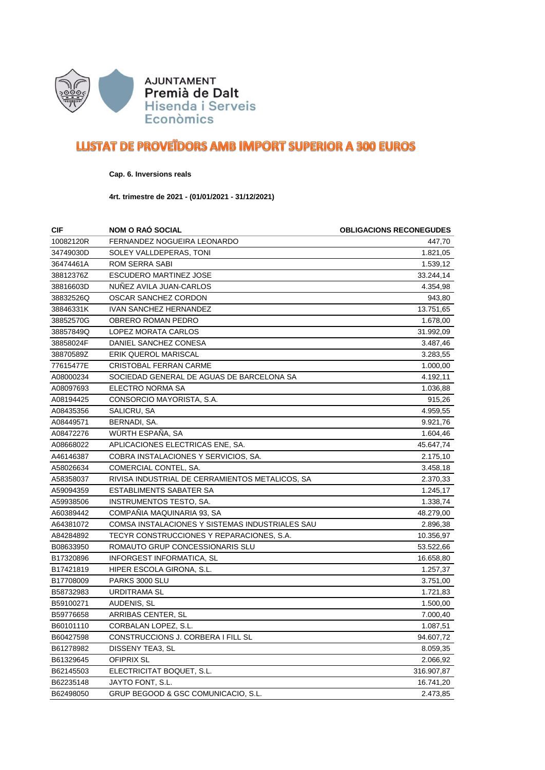AJUNTAMENT
**Premià de Dalt**
Hisenda i Serveis Econòmics

# LLISTAT DE PROVEÏDORS AMB IMPORT SUPERIOR A 300 EUROS

**Cap. 6. Inversions reals**

**4rt. trimestre de 2021 - (01/01/2021 - 31/12/2021)**

| CIF | NOM O RAÓ SOCIAL | OBLIGACIONS RECONEGUDES |
|---|---|---:|
| 10082120R | FERNANDEZ NOGUEIRA LEONARDO | 447,70 |
| 34749030D | SOLEY VALLDEPERAS, TONI | 1.821,05 |
| 36474461A | ROM SERRA SABI | 1.539,12 |
| 38812376Z | ESCUDERO MARTINEZ JOSE | 33.244,14 |
| 38816603D | NUÑEZ AVILA JUAN-CARLOS | 4.354,98 |
| 38832526Q | OSCAR SANCHEZ CORDON | 943,80 |
| 38846331K | IVAN SANCHEZ HERNANDEZ | 13.751,65 |
| 38852570G | OBRERO ROMAN PEDRO | 1.678,00 |
| 38857849Q | LOPEZ MORATA CARLOS | 31.992,09 |
| 38858024F | DANIEL SANCHEZ CONESA | 3.487,46 |
| 38870589Z | ERIK QUEROL MARISCAL | 3.283,55 |
| 77615477E | CRISTOBAL FERRAN CARME | 1.000,00 |
| A08000234 | SOCIEDAD GENERAL DE AGUAS DE BARCELONA SA | 4.192,11 |
| A08097693 | ELECTRO NORMA SA | 1.036,88 |
| A08194425 | CONSORCIO MAYORISTA, S.A. | 915,26 |
| A08435356 | SALICRU, SA | 4.959,55 |
| A08449571 | BERNADI, SA. | 9.921,76 |
| A08472276 | WÜRTH ESPAÑA, SA | 1.604,46 |
| A08668022 | APLICACIONES ELECTRICAS ENE, SA. | 45.647,74 |
| A46146387 | COBRA INSTALACIONES Y SERVICIOS, SA. | 2.175,10 |
| A58026634 | COMERCIAL CONTEL, SA. | 3.458,18 |
| A58358037 | RIVISA INDUSTRIAL DE CERRAMIENTOS METALICOS, SA | 2.370,33 |
| A59094359 | ESTABLIMENTS SABATER SA | 1.245,17 |
| A59938506 | INSTRUMENTOS TESTO, SA. | 1.338,74 |
| A60389442 | COMPAÑIA MAQUINARIA 93, SA | 48.279,00 |
| A64381072 | COMSA INSTALACIONES Y SISTEMAS INDUSTRIALES SAU | 2.896,38 |
| A84284892 | TECYR CONSTRUCCIONES Y REPARACIONES, S.A. | 10.356,97 |
| B08633950 | ROMAUTO GRUP CONCESSIONARIS SLU | 53.522,66 |
| B17320896 | INFORGEST INFORMATICA, SL | 16.658,80 |
| B17421819 | HIPER ESCOLA GIRONA, S.L. | 1.257,37 |
| B17708009 | PARKS 3000 SLU | 3.751,00 |
| B58732983 | URDITRAMA SL | 1.721,83 |
| B59100271 | AUDENIS, SL | 1.500,00 |
| B59776658 | ARRIBAS CENTER, SL | 7.000,40 |
| B60101110 | CORBALAN LOPEZ, S.L. | 1.087,51 |
| B60427598 | CONSTRUCCIONS J. CORBERA I FILL SL | 94.607,72 |
| B61278982 | DISSENY TEA3, SL | 8.059,35 |
| B61329645 | OFIPRIX SL | 2.066,92 |
| B62145503 | ELECTRICITAT BOQUET, S.L. | 316.907,87 |
| B62235148 | JAYTO FONT, S.L. | 16.741,20 |
| B62498050 | GRUP BEGOOD & GSC COMUNICACIO, S.L. | 2.473,85 |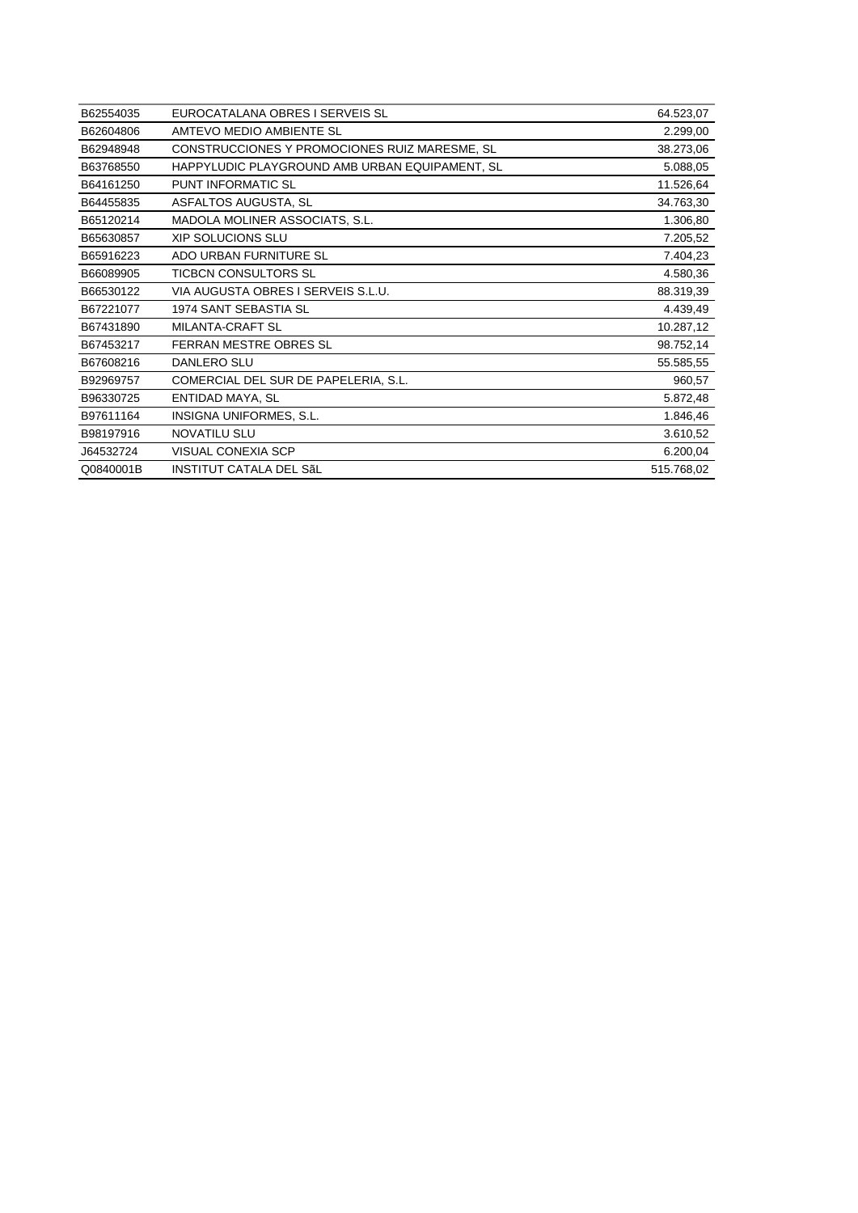| | | |
|---|---|---|
| B62554035 | EUROCATALANA OBRES I SERVEIS SL | 64.523,07 |
| B62604806 | AMTEVO MEDIO AMBIENTE SL | 2.299,00 |
| B62948948 | CONSTRUCCIONES Y PROMOCIONES RUIZ MARESME, SL | 38.273,06 |
| B63768550 | HAPPYLUDIC PLAYGROUND AMB URBAN EQUIPAMENT, SL | 5.088,05 |
| B64161250 | PUNT INFORMATIC SL | 11.526,64 |
| B64455835 | ASFALTOS AUGUSTA, SL | 34.763,30 |
| B65120214 | MADOLA MOLINER ASSOCIATS, S.L. | 1.306,80 |
| B65630857 | XIP SOLUCIONS SLU | 7.205,52 |
| B65916223 | ADO URBAN FURNITURE SL | 7.404,23 |
| B66089905 | TICBCN CONSULTORS SL | 4.580,36 |
| B66530122 | VIA AUGUSTA OBRES I SERVEIS S.L.U. | 88.319,39 |
| B67221077 | 1974 SANT SEBASTIA SL | 4.439,49 |
| B67431890 | MILANTA-CRAFT SL | 10.287,12 |
| B67453217 | FERRAN MESTRE OBRES SL | 98.752,14 |
| B67608216 | DANLERO SLU | 55.585,55 |
| B92969757 | COMERCIAL DEL SUR DE PAPELERIA, S.L. | 960,57 |
| B96330725 | ENTIDAD MAYA, SL | 5.872,48 |
| B97611164 | INSIGNA UNIFORMES, S.L. | 1.846,46 |
| B98197916 | NOVATILU SLU | 3.610,52 |
| J64532724 | VISUAL CONEXIA SCP | 6.200,04 |
| Q0840001B | INSTITUT CATALA DEL SãL | 515.768,02 |